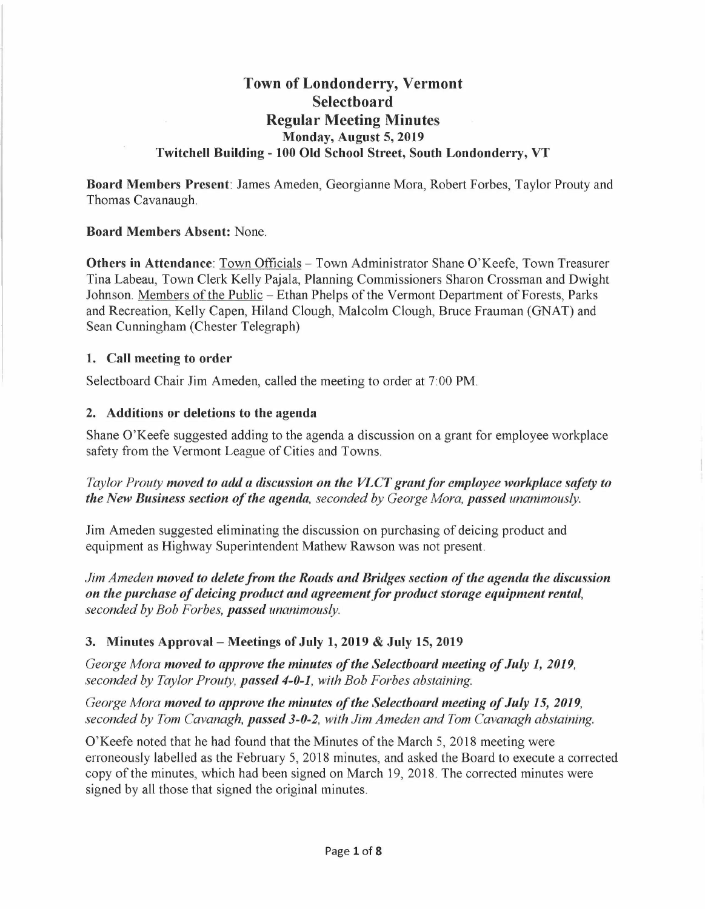# Town of Londonderry, Vermont
## Selectboard
## Regular Meeting Minutes
### Monday, August 5, 2019
### Twitchell Building - 100 Old School Street, South Londonderry, VT

**Board Members Present**: James Ameden, Georgianne Mora, Robert Forbes, Taylor Prouty and Thomas Cavanaugh.

**Board Members Absent:** None.

**Others in Attendance**: Town Officials – Town Administrator Shane O'Keefe, Town Treasurer Tina Labeau, Town Clerk Kelly Pajala, Planning Commissioners Sharon Crossman and Dwight Johnson. Members of the Public – Ethan Phelps of the Vermont Department of Forests, Parks and Recreation, Kelly Capen, Hiland Clough, Malcolm Clough, Bruce Frauman (GNAT) and Sean Cunningham (Chester Telegraph)

### 1. Call meeting to order

Selectboard Chair Jim Ameden, called the meeting to order at 7:00 PM.

### 2. Additions or deletions to the agenda

Shane O'Keefe suggested adding to the agenda a discussion on a grant for employee workplace safety from the Vermont League of Cities and Towns.

*Taylor Prouty* ***moved to add a discussion on the VLCT grant for employee workplace safety to the New Business section of the agenda****, seconded by George Mora,* ***passed*** *unanimously.*

Jim Ameden suggested eliminating the discussion on purchasing of deicing product and equipment as Highway Superintendent Mathew Rawson was not present.

*Jim Ameden* ***moved to delete from the Roads and Bridges section of the agenda the discussion on the purchase of deicing product and agreement for product storage equipment rental****, seconded by Bob Forbes,* ***passed*** *unanimously.*

### 3. Minutes Approval – Meetings of July 1, 2019 & July 15, 2019

*George Mora* ***moved to approve the minutes of the Selectboard meeting of July 1, 2019****, seconded by Taylor Prouty,* ***passed 4-0-1****, with Bob Forbes abstaining.*

*George Mora* ***moved to approve the minutes of the Selectboard meeting of July 15, 2019****, seconded by Tom Cavanagh,* ***passed 3-0-2****, with Jim Ameden and Tom Cavanagh abstaining.*

O'Keefe noted that he had found that the Minutes of the March 5, 2018 meeting were erroneously labelled as the February 5, 2018 minutes, and asked the Board to execute a corrected copy of the minutes, which had been signed on March 19, 2018. The corrected minutes were signed by all those that signed the original minutes.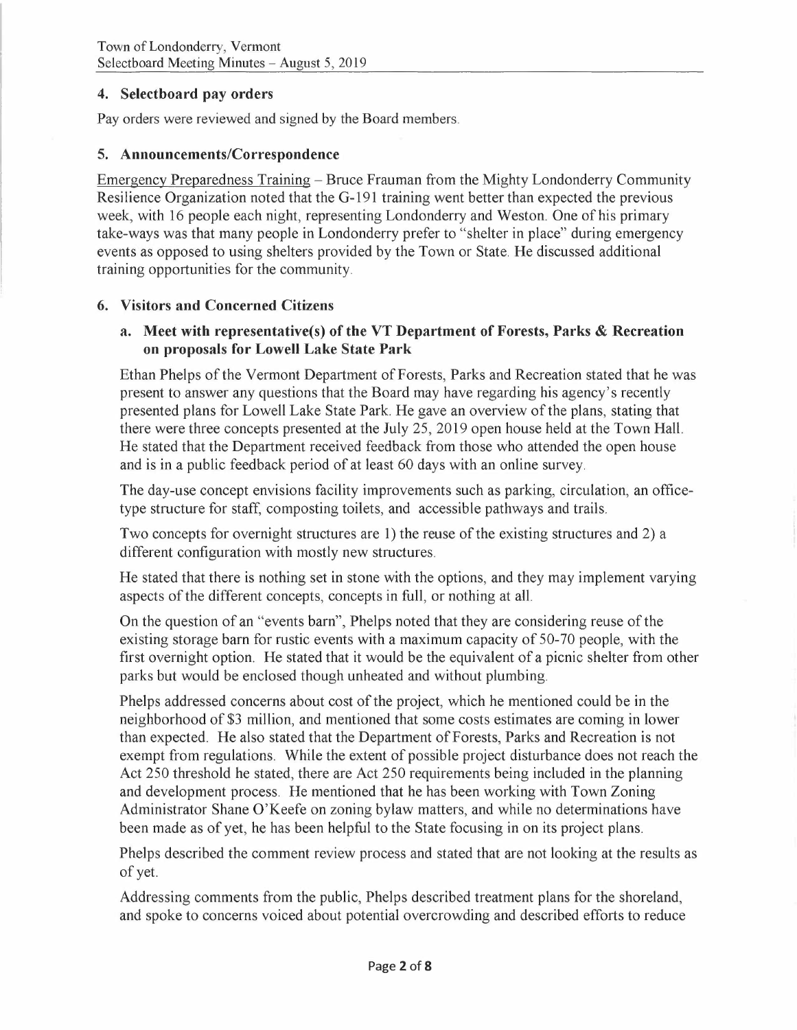## 4. Selectboard pay orders

Pay orders were reviewed and signed by the Board members.

## 5. Announcements/Correspondence

Emergency Preparedness Training – Bruce Frauman from the Mighty Londonderry Community Resilience Organization noted that the G-191 training went better than expected the previous week, with 16 people each night, representing Londonderry and Weston. One of his primary take-ways was that many people in Londonderry prefer to "shelter in place" during emergency events as opposed to using shelters provided by the Town or State. He discussed additional training opportunities for the community.

## 6. Visitors and Concerned Citizens

### a. Meet with representative(s) of the VT Department of Forests, Parks & Recreation on proposals for Lowell Lake State Park

Ethan Phelps of the Vermont Department of Forests, Parks and Recreation stated that he was present to answer any questions that the Board may have regarding his agency's recently presented plans for Lowell Lake State Park. He gave an overview of the plans, stating that there were three concepts presented at the July 25, 2019 open house held at the Town Hall. He stated that the Department received feedback from those who attended the open house and is in a public feedback period of at least 60 days with an online survey.

The day-use concept envisions facility improvements such as parking, circulation, an office-type structure for staff, composting toilets, and accessible pathways and trails.

Two concepts for overnight structures are 1) the reuse of the existing structures and 2) a different configuration with mostly new structures.

He stated that there is nothing set in stone with the options, and they may implement varying aspects of the different concepts, concepts in full, or nothing at all.

On the question of an "events barn", Phelps noted that they are considering reuse of the existing storage barn for rustic events with a maximum capacity of 50-70 people, with the first overnight option. He stated that it would be the equivalent of a picnic shelter from other parks but would be enclosed though unheated and without plumbing.

Phelps addressed concerns about cost of the project, which he mentioned could be in the neighborhood of $3 million, and mentioned that some costs estimates are coming in lower than expected. He also stated that the Department of Forests, Parks and Recreation is not exempt from regulations. While the extent of possible project disturbance does not reach the Act 250 threshold he stated, there are Act 250 requirements being included in the planning and development process. He mentioned that he has been working with Town Zoning Administrator Shane O'Keefe on zoning bylaw matters, and while no determinations have been made as of yet, he has been helpful to the State focusing in on its project plans.

Phelps described the comment review process and stated that are not looking at the results as of yet.

Addressing comments from the public, Phelps described treatment plans for the shoreland, and spoke to concerns voiced about potential overcrowding and described efforts to reduce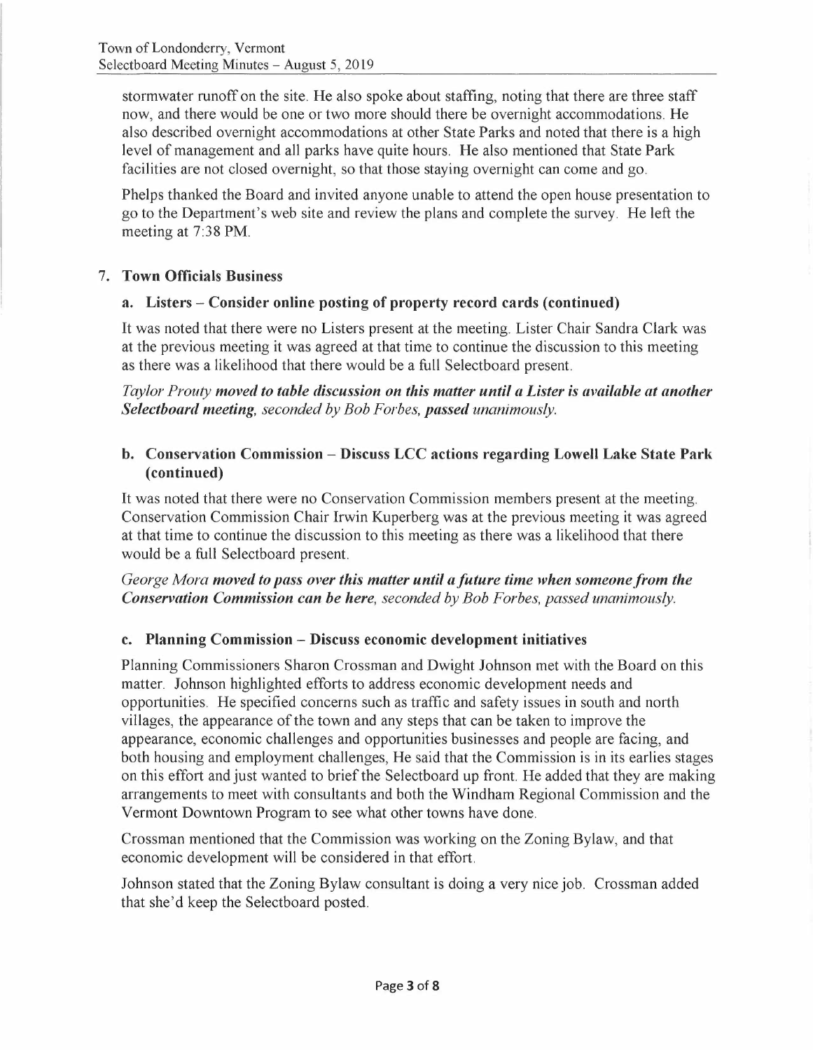stormwater runoff on the site. He also spoke about staffing, noting that there are three staff now, and there would be one or two more should there be overnight accommodations. He also described overnight accommodations at other State Parks and noted that there is a high level of management and all parks have quite hours. He also mentioned that State Park facilities are not closed overnight, so that those staying overnight can come and go.

Phelps thanked the Board and invited anyone unable to attend the open house presentation to go to the Department's web site and review the plans and complete the survey. He left the meeting at 7:38 PM.

## 7. Town Officials Business

### a. Listers – Consider online posting of property record cards (continued)

It was noted that there were no Listers present at the meeting. Lister Chair Sandra Clark was at the previous meeting it was agreed at that time to continue the discussion to this meeting as there was a likelihood that there would be a full Selectboard present.

*Taylor Prouty **moved to table discussion on this matter until a Lister is available at another Selectboard meeting**, seconded by Bob Forbes, **passed** unanimously.*

### b. Conservation Commission – Discuss LCC actions regarding Lowell Lake State Park (continued)

It was noted that there were no Conservation Commission members present at the meeting. Conservation Commission Chair Irwin Kuperberg was at the previous meeting it was agreed at that time to continue the discussion to this meeting as there was a likelihood that there would be a full Selectboard present.

*George Mora **moved to pass over this matter until a future time when someone from the Conservation Commission can be here**, seconded by Bob Forbes, passed unanimously.*

### c. Planning Commission – Discuss economic development initiatives

Planning Commissioners Sharon Crossman and Dwight Johnson met with the Board on this matter. Johnson highlighted efforts to address economic development needs and opportunities. He specified concerns such as traffic and safety issues in south and north villages, the appearance of the town and any steps that can be taken to improve the appearance, economic challenges and opportunities businesses and people are facing, and both housing and employment challenges, He said that the Commission is in its earlies stages on this effort and just wanted to brief the Selectboard up front. He added that they are making arrangements to meet with consultants and both the Windham Regional Commission and the Vermont Downtown Program to see what other towns have done.

Crossman mentioned that the Commission was working on the Zoning Bylaw, and that economic development will be considered in that effort.

Johnson stated that the Zoning Bylaw consultant is doing a very nice job. Crossman added that she'd keep the Selectboard posted.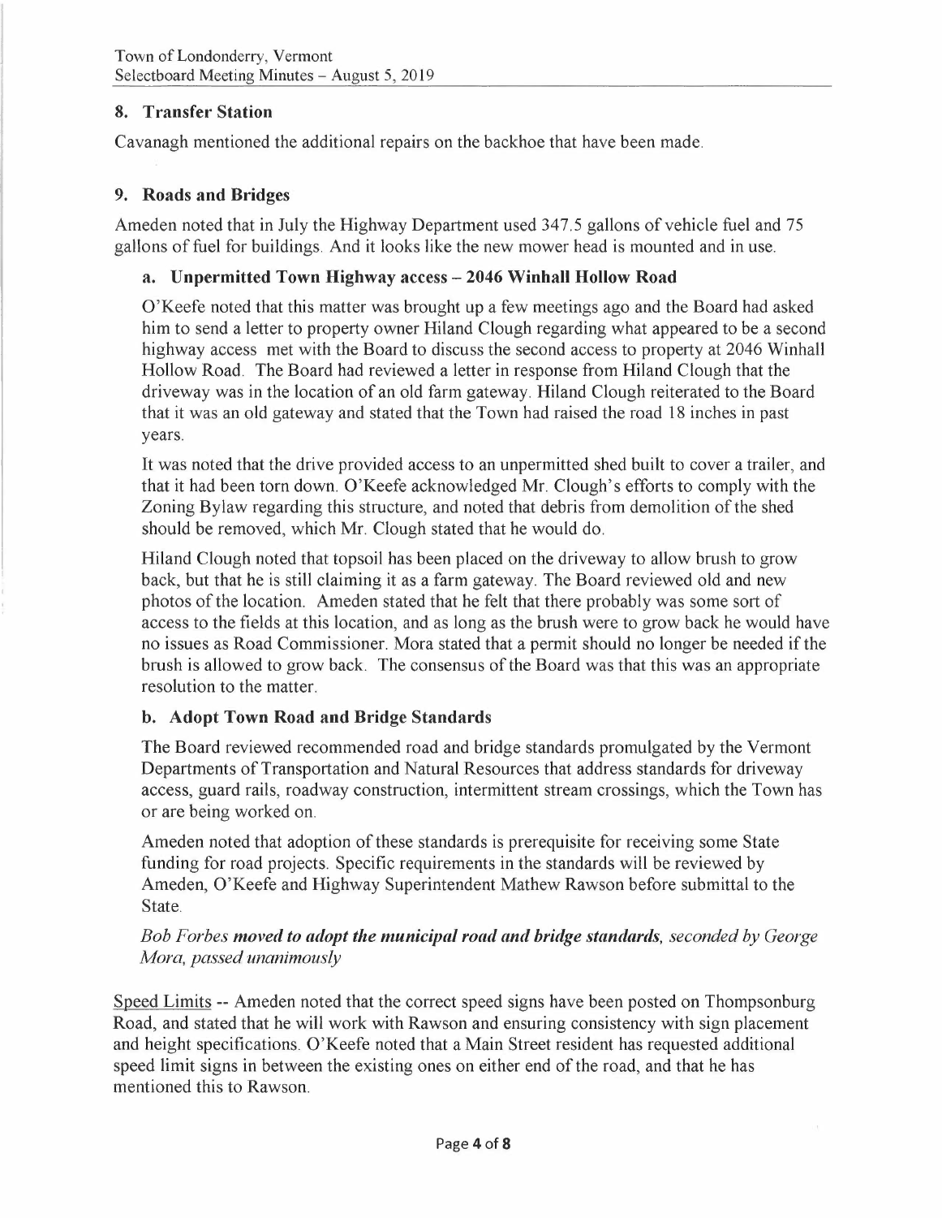## 8. Transfer Station

Cavanagh mentioned the additional repairs on the backhoe that have been made.

## 9. Roads and Bridges

Ameden noted that in July the Highway Department used 347.5 gallons of vehicle fuel and 75 gallons of fuel for buildings. And it looks like the new mower head is mounted and in use.

### a. Unpermitted Town Highway access – 2046 Winhall Hollow Road

O'Keefe noted that this matter was brought up a few meetings ago and the Board had asked him to send a letter to property owner Hiland Clough regarding what appeared to be a second highway access met with the Board to discuss the second access to property at 2046 Winhall Hollow Road. The Board had reviewed a letter in response from Hiland Clough that the driveway was in the location of an old farm gateway. Hiland Clough reiterated to the Board that it was an old gateway and stated that the Town had raised the road 18 inches in past years.

It was noted that the drive provided access to an unpermitted shed built to cover a trailer, and that it had been torn down. O'Keefe acknowledged Mr. Clough's efforts to comply with the Zoning Bylaw regarding this structure, and noted that debris from demolition of the shed should be removed, which Mr. Clough stated that he would do.

Hiland Clough noted that topsoil has been placed on the driveway to allow brush to grow back, but that he is still claiming it as a farm gateway. The Board reviewed old and new photos of the location. Ameden stated that he felt that there probably was some sort of access to the fields at this location, and as long as the brush were to grow back he would have no issues as Road Commissioner. Mora stated that a permit should no longer be needed if the brush is allowed to grow back. The consensus of the Board was that this was an appropriate resolution to the matter.

### b. Adopt Town Road and Bridge Standards

The Board reviewed recommended road and bridge standards promulgated by the Vermont Departments of Transportation and Natural Resources that address standards for driveway access, guard rails, roadway construction, intermittent stream crossings, which the Town has or are being worked on.

Ameden noted that adoption of these standards is prerequisite for receiving some State funding for road projects. Specific requirements in the standards will be reviewed by Ameden, O'Keefe and Highway Superintendent Mathew Rawson before submittal to the State.

*Bob Forbes* ***moved to adopt the municipal road and bridge standards,*** *seconded by George Mora, passed unanimously*

Speed Limits -- Ameden noted that the correct speed signs have been posted on Thompsonburg Road, and stated that he will work with Rawson and ensuring consistency with sign placement and height specifications. O'Keefe noted that a Main Street resident has requested additional speed limit signs in between the existing ones on either end of the road, and that he has mentioned this to Rawson.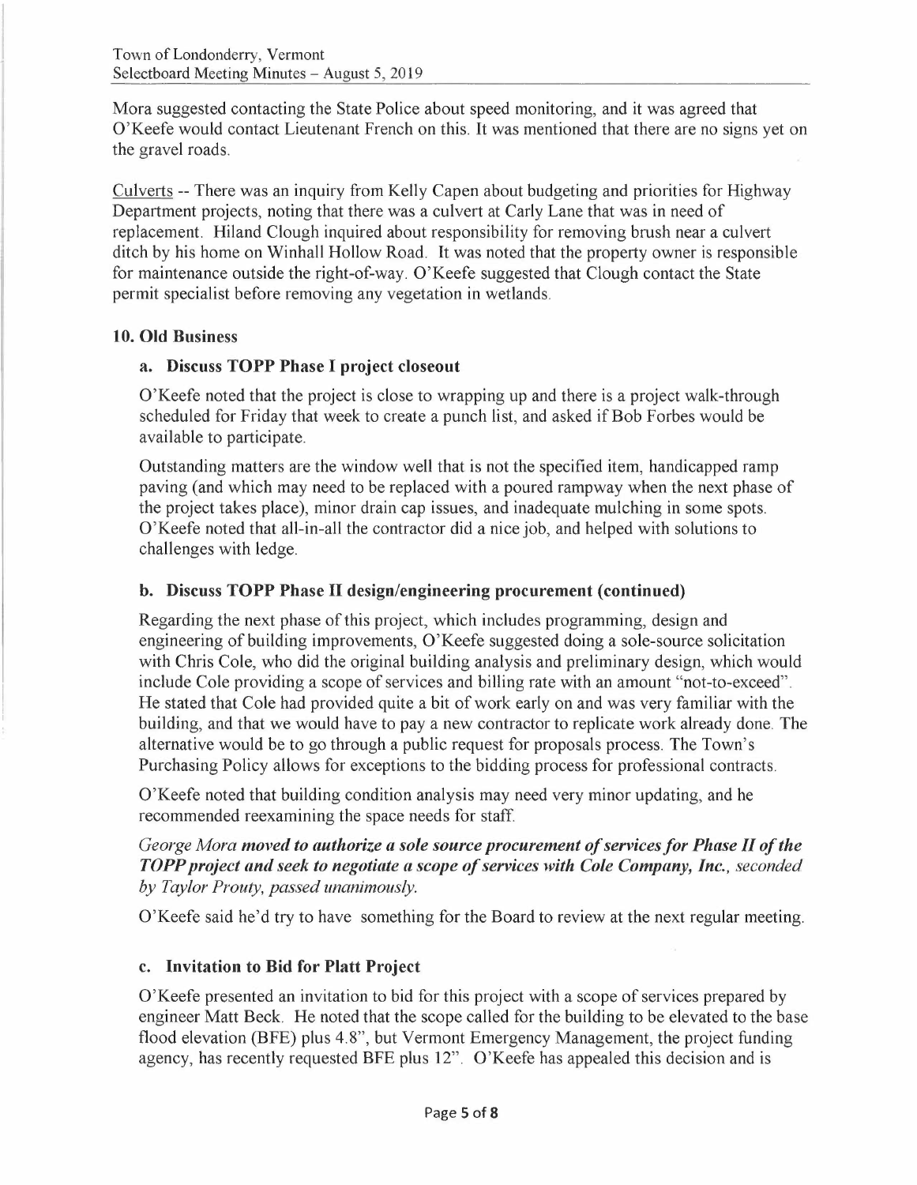Mora suggested contacting the State Police about speed monitoring, and it was agreed that O'Keefe would contact Lieutenant French on this. It was mentioned that there are no signs yet on the gravel roads.

Culverts -- There was an inquiry from Kelly Capen about budgeting and priorities for Highway Department projects, noting that there was a culvert at Carly Lane that was in need of replacement. Hiland Clough inquired about responsibility for removing brush near a culvert ditch by his home on Winhall Hollow Road. It was noted that the property owner is responsible for maintenance outside the right-of-way. O'Keefe suggested that Clough contact the State permit specialist before removing any vegetation in wetlands.

## 10. Old Business

### a. Discuss TOPP Phase I project closeout

O'Keefe noted that the project is close to wrapping up and there is a project walk-through scheduled for Friday that week to create a punch list, and asked if Bob Forbes would be available to participate.

Outstanding matters are the window well that is not the specified item, handicapped ramp paving (and which may need to be replaced with a poured rampway when the next phase of the project takes place), minor drain cap issues, and inadequate mulching in some spots. O'Keefe noted that all-in-all the contractor did a nice job, and helped with solutions to challenges with ledge.

### b. Discuss TOPP Phase II design/engineering procurement (continued)

Regarding the next phase of this project, which includes programming, design and engineering of building improvements, O'Keefe suggested doing a sole-source solicitation with Chris Cole, who did the original building analysis and preliminary design, which would include Cole providing a scope of services and billing rate with an amount "not-to-exceed". He stated that Cole had provided quite a bit of work early on and was very familiar with the building, and that we would have to pay a new contractor to replicate work already done. The alternative would be to go through a public request for proposals process. The Town's Purchasing Policy allows for exceptions to the bidding process for professional contracts.

O'Keefe noted that building condition analysis may need very minor updating, and he recommended reexamining the space needs for staff.

*George Mora* ***moved to authorize a sole source procurement of services for Phase II of the TOPP project and seek to negotiate a scope of services with Cole Company, Inc.****, seconded by Taylor Prouty, passed unanimously.*

O'Keefe said he'd try to have something for the Board to review at the next regular meeting.

### c. Invitation to Bid for Platt Project

O'Keefe presented an invitation to bid for this project with a scope of services prepared by engineer Matt Beck. He noted that the scope called for the building to be elevated to the base flood elevation (BFE) plus 4.8", but Vermont Emergency Management, the project funding agency, has recently requested BFE plus 12". O'Keefe has appealed this decision and is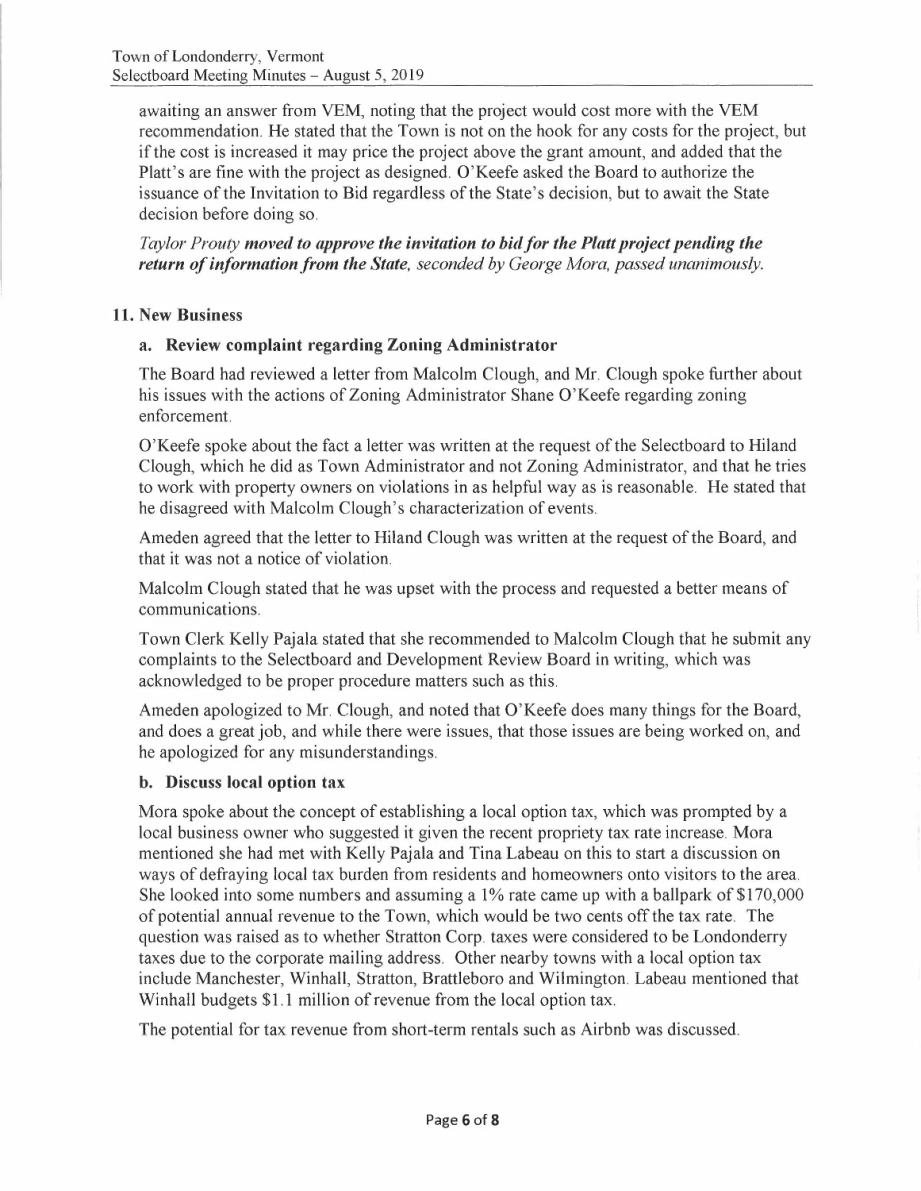awaiting an answer from VEM, noting that the project would cost more with the VEM recommendation. He stated that the Town is not on the hook for any costs for the project, but if the cost is increased it may price the project above the grant amount, and added that the Platt's are fine with the project as designed. O'Keefe asked the Board to authorize the issuance of the Invitation to Bid regardless of the State's decision, but to await the State decision before doing so.

*Taylor Prouty* ***moved to approve the invitation to bid for the Platt project pending the return of information from the State,*** *seconded by George Mora, passed unanimously.*

## 11. New Business

### a. Review complaint regarding Zoning Administrator

The Board had reviewed a letter from Malcolm Clough, and Mr. Clough spoke further about his issues with the actions of Zoning Administrator Shane O'Keefe regarding zoning enforcement.

O'Keefe spoke about the fact a letter was written at the request of the Selectboard to Hiland Clough, which he did as Town Administrator and not Zoning Administrator, and that he tries to work with property owners on violations in as helpful way as is reasonable. He stated that he disagreed with Malcolm Clough's characterization of events.

Ameden agreed that the letter to Hiland Clough was written at the request of the Board, and that it was not a notice of violation.

Malcolm Clough stated that he was upset with the process and requested a better means of communications.

Town Clerk Kelly Pajala stated that she recommended to Malcolm Clough that he submit any complaints to the Selectboard and Development Review Board in writing, which was acknowledged to be proper procedure matters such as this.

Ameden apologized to Mr. Clough, and noted that O'Keefe does many things for the Board, and does a great job, and while there were issues, that those issues are being worked on, and he apologized for any misunderstandings.

### b. Discuss local option tax

Mora spoke about the concept of establishing a local option tax, which was prompted by a local business owner who suggested it given the recent propriety tax rate increase. Mora mentioned she had met with Kelly Pajala and Tina Labeau on this to start a discussion on ways of defraying local tax burden from residents and homeowners onto visitors to the area. She looked into some numbers and assuming a 1% rate came up with a ballpark of $170,000 of potential annual revenue to the Town, which would be two cents off the tax rate. The question was raised as to whether Stratton Corp. taxes were considered to be Londonderry taxes due to the corporate mailing address. Other nearby towns with a local option tax include Manchester, Winhall, Stratton, Brattleboro and Wilmington. Labeau mentioned that Winhall budgets $1.1 million of revenue from the local option tax.

The potential for tax revenue from short-term rentals such as Airbnb was discussed.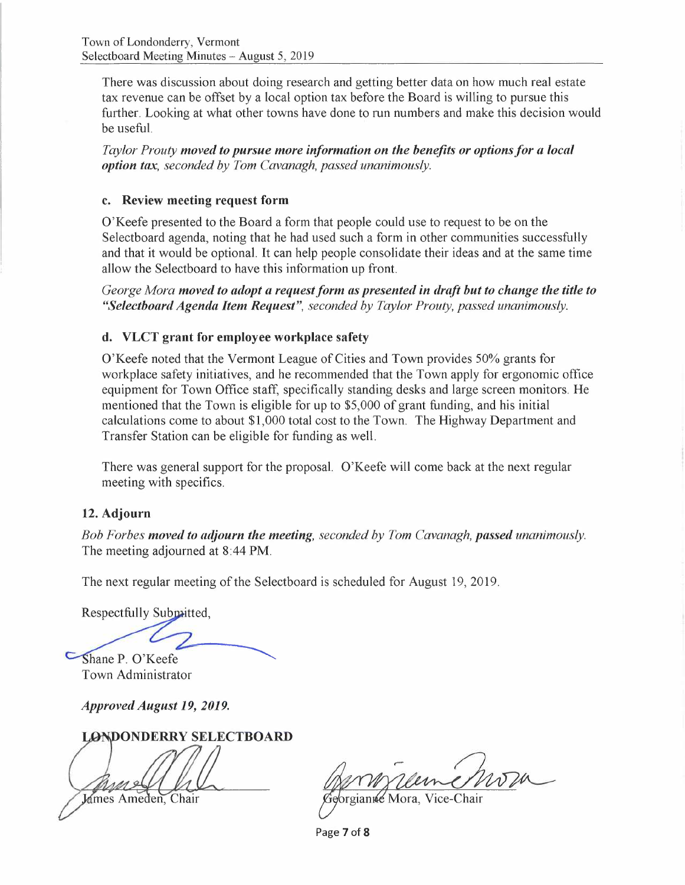There was discussion about doing research and getting better data on how much real estate tax revenue can be offset by a local option tax before the Board is willing to pursue this further. Looking at what other towns have done to run numbers and make this decision would be useful.

*Taylor Prouty* ***moved to pursue more information on the benefits or options for a local option tax****, seconded by Tom Cavanagh, passed unanimously.*

### c. Review meeting request form

O'Keefe presented to the Board a form that people could use to request to be on the Selectboard agenda, noting that he had used such a form in other communities successfully and that it would be optional. It can help people consolidate their ideas and at the same time allow the Selectboard to have this information up front.

*George Mora* ***moved to adopt a request form as presented in draft but to change the title to "Selectboard Agenda Item Request"****, seconded by Taylor Prouty, passed unanimously.*

### d. VLCT grant for employee workplace safety

O'Keefe noted that the Vermont League of Cities and Town provides 50% grants for workplace safety initiatives, and he recommended that the Town apply for ergonomic office equipment for Town Office staff, specifically standing desks and large screen monitors. He mentioned that the Town is eligible for up to $5,000 of grant funding, and his initial calculations come to about $1,000 total cost to the Town. The Highway Department and Transfer Station can be eligible for funding as well.

There was general support for the proposal. O'Keefe will come back at the next regular meeting with specifics.

## 12. Adjourn

*Bob Forbes* ***moved to adjourn the meeting****, seconded by Tom Cavanagh,* ***passed*** *unanimously.* The meeting adjourned at 8:44 PM.

The next regular meeting of the Selectboard is scheduled for August 19, 2019.

Respectfully Submitted,

Shane P. O'Keefe
Town Administrator

***Approved August 19, 2019.***

**LONDONDERRY SELECTBOARD**

James Ameden, Chair

Georgianne Mora, Vice-Chair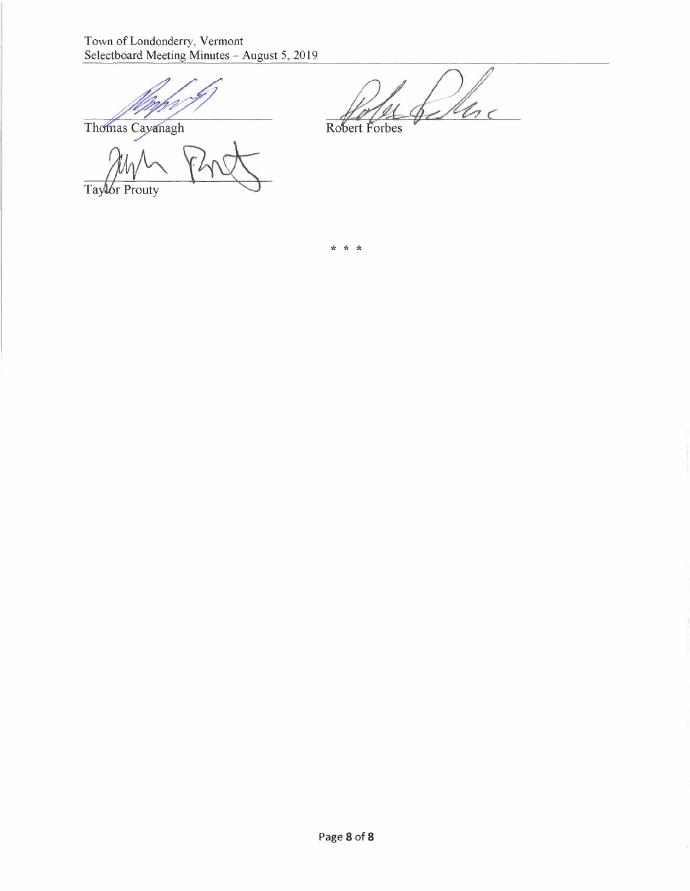Thomas Cavanagh

Robert Forbes

Taylor Prouty

\* \* \*